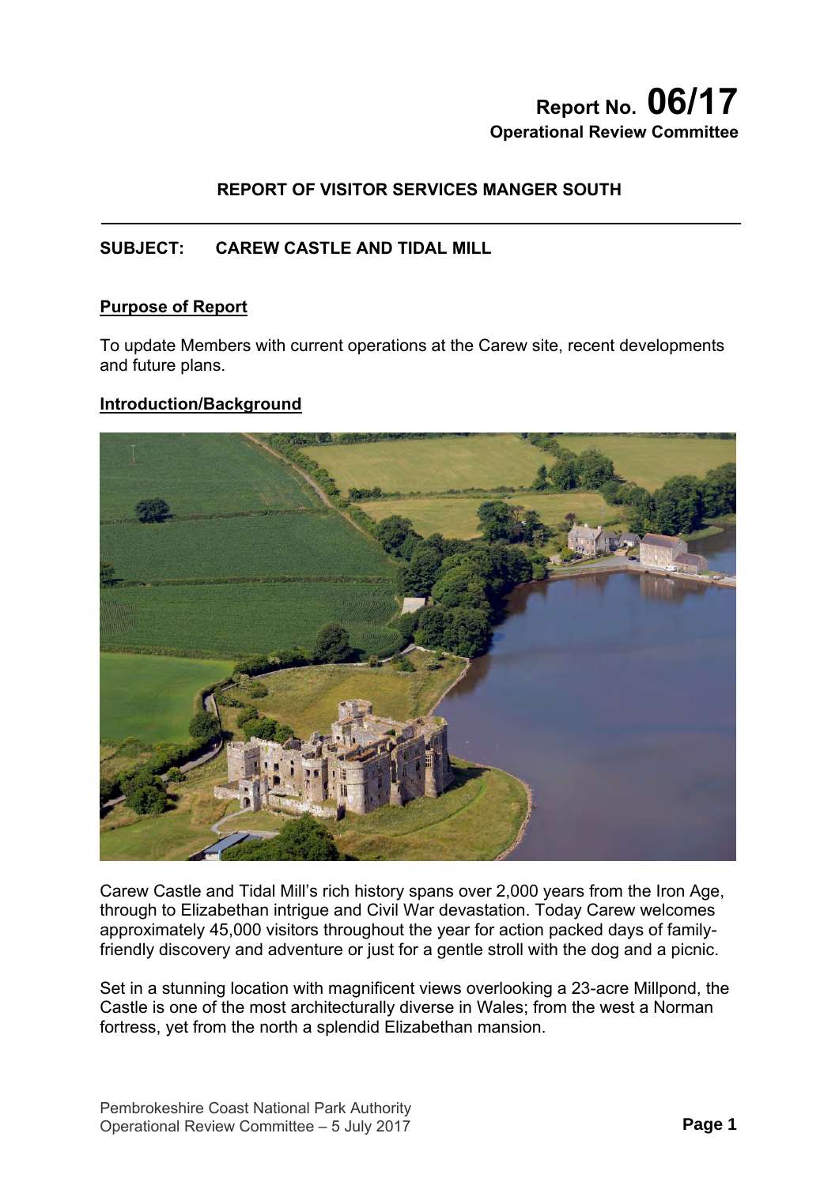**Report No. 06/17**
**Operational Review Committee**

**REPORT OF VISITOR SERVICES MANGER SOUTH**

---

**SUBJECT: CAREW CASTLE AND TIDAL MILL**

**Purpose of Report**

To update Members with current operations at the Carew site, recent developments and future plans.

**Introduction/Background**

Carew Castle and Tidal Mill's rich history spans over 2,000 years from the Iron Age, through to Elizabethan intrigue and Civil War devastation. Today Carew welcomes approximately 45,000 visitors throughout the year for action packed days of family-friendly discovery and adventure or just for a gentle stroll with the dog and a picnic.

Set in a stunning location with magnificent views overlooking a 23-acre Millpond, the Castle is one of the most architecturally diverse in Wales; from the west a Norman fortress, yet from the north a splendid Elizabethan mansion.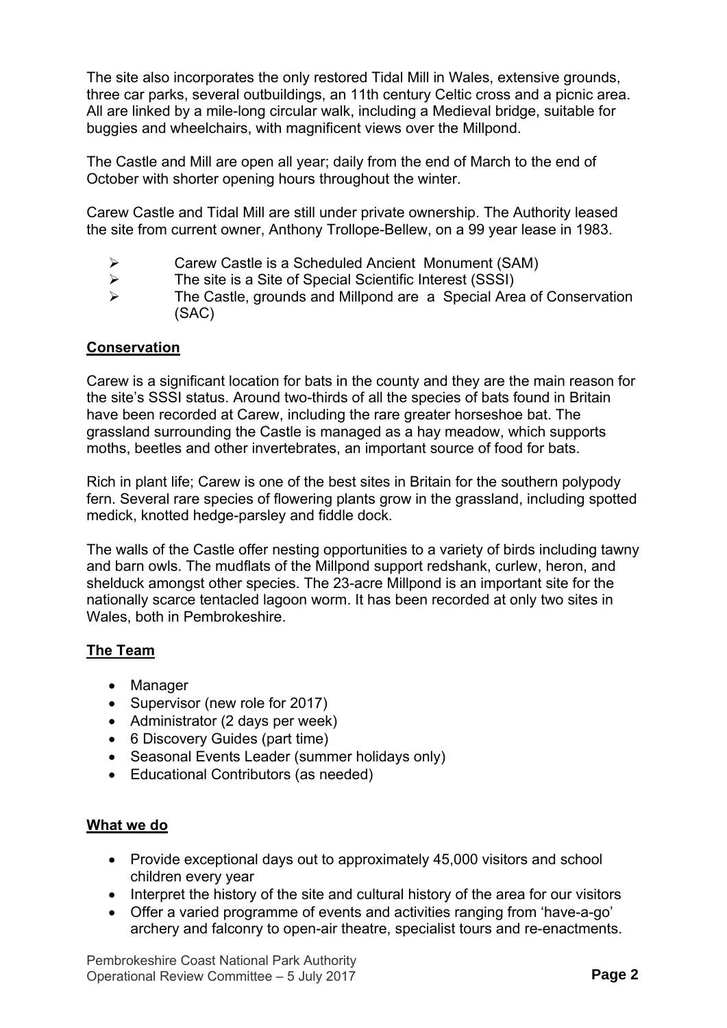The site also incorporates the only restored Tidal Mill in Wales, extensive grounds, three car parks, several outbuildings, an 11th century Celtic cross and a picnic area. All are linked by a mile-long circular walk, including a Medieval bridge, suitable for buggies and wheelchairs, with magnificent views over the Millpond.

The Castle and Mill are open all year; daily from the end of March to the end of October with shorter opening hours throughout the winter.

Carew Castle and Tidal Mill are still under private ownership. The Authority leased the site from current owner, Anthony Trollope-Bellew, on a 99 year lease in 1983.

- Carew Castle is a Scheduled Ancient Monument (SAM)
- The site is a Site of Special Scientific Interest (SSSI)
- The Castle, grounds and Millpond are a Special Area of Conservation (SAC)

## Conservation

Carew is a significant location for bats in the county and they are the main reason for the site's SSSI status. Around two-thirds of all the species of bats found in Britain have been recorded at Carew, including the rare greater horseshoe bat. The grassland surrounding the Castle is managed as a hay meadow, which supports moths, beetles and other invertebrates, an important source of food for bats.

Rich in plant life; Carew is one of the best sites in Britain for the southern polypody fern. Several rare species of flowering plants grow in the grassland, including spotted medick, knotted hedge-parsley and fiddle dock.

The walls of the Castle offer nesting opportunities to a variety of birds including tawny and barn owls. The mudflats of the Millpond support redshank, curlew, heron, and shelduck amongst other species. The 23-acre Millpond is an important site for the nationally scarce tentacled lagoon worm. It has been recorded at only two sites in Wales, both in Pembrokeshire.

## The Team

- Manager
- Supervisor (new role for 2017)
- Administrator (2 days per week)
- 6 Discovery Guides (part time)
- Seasonal Events Leader (summer holidays only)
- Educational Contributors (as needed)

## What we do

- Provide exceptional days out to approximately 45,000 visitors and school children every year
- Interpret the history of the site and cultural history of the area for our visitors
- Offer a varied programme of events and activities ranging from 'have-a-go' archery and falconry to open-air theatre, specialist tours and re-enactments.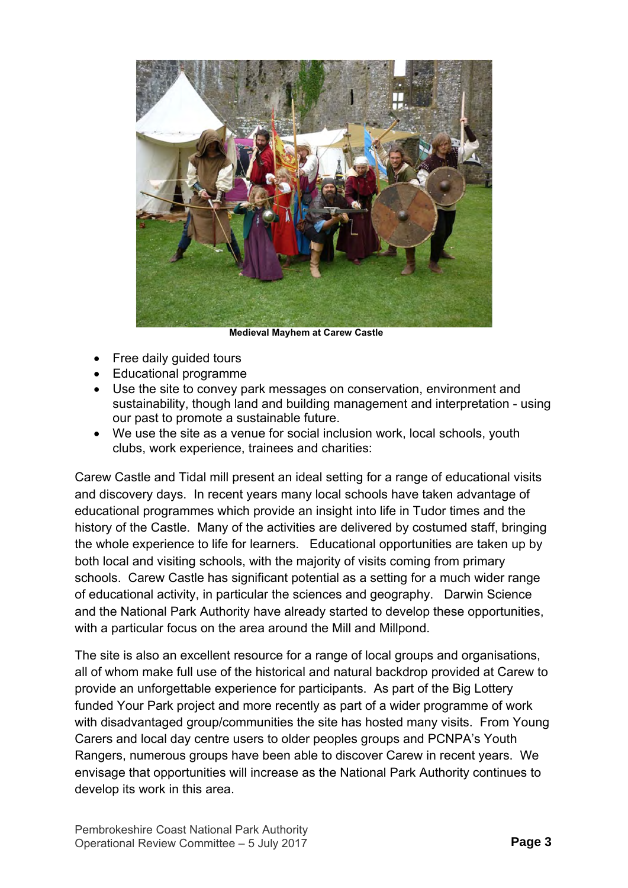Medieval Mayhem at Carew Castle

- Free daily guided tours
- Educational programme
- Use the site to convey park messages on conservation, environment and sustainability, though land and building management and interpretation - using our past to promote a sustainable future.
- We use the site as a venue for social inclusion work, local schools, youth clubs, work experience, trainees and charities:

Carew Castle and Tidal mill present an ideal setting for a range of educational visits and discovery days. In recent years many local schools have taken advantage of educational programmes which provide an insight into life in Tudor times and the history of the Castle. Many of the activities are delivered by costumed staff, bringing the whole experience to life for learners. Educational opportunities are taken up by both local and visiting schools, with the majority of visits coming from primary schools. Carew Castle has significant potential as a setting for a much wider range of educational activity, in particular the sciences and geography. Darwin Science and the National Park Authority have already started to develop these opportunities, with a particular focus on the area around the Mill and Millpond.

The site is also an excellent resource for a range of local groups and organisations, all of whom make full use of the historical and natural backdrop provided at Carew to provide an unforgettable experience for participants. As part of the Big Lottery funded Your Park project and more recently as part of a wider programme of work with disadvantaged group/communities the site has hosted many visits. From Young Carers and local day centre users to older peoples groups and PCNPA's Youth Rangers, numerous groups have been able to discover Carew in recent years. We envisage that opportunities will increase as the National Park Authority continues to develop its work in this area.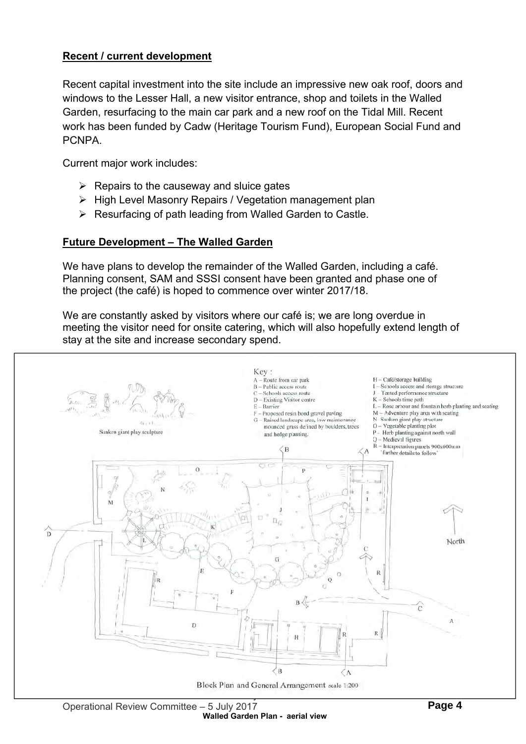## **Recent / current development**

Recent capital investment into the site include an impressive new oak roof, doors and windows to the Lesser Hall, a new visitor entrance, shop and toilets in the Walled Garden, resurfacing to the main car park and a new roof on the Tidal Mill. Recent work has been funded by Cadw (Heritage Tourism Fund), European Social Fund and PCNPA.

Current major work includes:

- Repairs to the causeway and sluice gates
- High Level Masonry Repairs / Vegetation management plan
- Resurfacing of path leading from Walled Garden to Castle.

## **Future Development – The Walled Garden**

We have plans to develop the remainder of the Walled Garden, including a café. Planning consent, SAM and SSSI consent have been granted and phase one of the project (the café) is hoped to commence over winter 2017/18.

We are constantly asked by visitors where our café is; we are long overdue in meeting the visitor need for onsite catering, which will also hopefully extend length of stay at the site and increase secondary spend.

Key :
A – Route from car park
B – Public access route
C – Schools access route
D – Existing Visitor centre
E – Barrier
F – Proposed resin bond gravel paving
G – Raised landscape area, low maintenance mounded grass defined by boulders, trees and hedge planting.
H – Café/storage building
I – Schools access and storage structure
J – Tented performance structure
K – Schools time path
L – Rose arbour and fountain herb planting and seating
M – Adventure play area with seating
N – Sunken giant play structure
O – Vegetable planting plot
P – Herb planting against north wall
Q – Medieval figures
R – Interpretation panels 900x600mm 'further details to follow'

Sunken giant play sculpture

North

Block Plan and General Arrangement scale 1:200

**Walled Garden Plan - aerial view**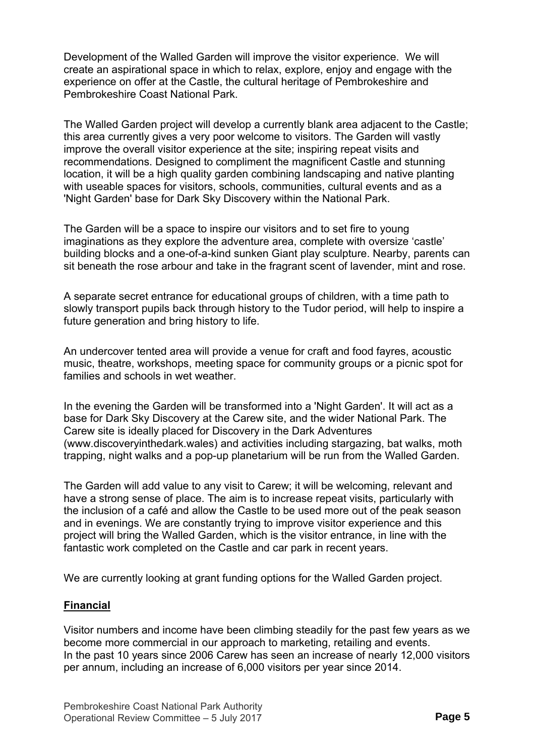Development of the Walled Garden will improve the visitor experience. We will create an aspirational space in which to relax, explore, enjoy and engage with the experience on offer at the Castle, the cultural heritage of Pembrokeshire and Pembrokeshire Coast National Park.

The Walled Garden project will develop a currently blank area adjacent to the Castle; this area currently gives a very poor welcome to visitors. The Garden will vastly improve the overall visitor experience at the site; inspiring repeat visits and recommendations. Designed to compliment the magnificent Castle and stunning location, it will be a high quality garden combining landscaping and native planting with useable spaces for visitors, schools, communities, cultural events and as a 'Night Garden' base for Dark Sky Discovery within the National Park.

The Garden will be a space to inspire our visitors and to set fire to young imaginations as they explore the adventure area, complete with oversize 'castle' building blocks and a one-of-a-kind sunken Giant play sculpture. Nearby, parents can sit beneath the rose arbour and take in the fragrant scent of lavender, mint and rose.

A separate secret entrance for educational groups of children, with a time path to slowly transport pupils back through history to the Tudor period, will help to inspire a future generation and bring history to life.

An undercover tented area will provide a venue for craft and food fayres, acoustic music, theatre, workshops, meeting space for community groups or a picnic spot for families and schools in wet weather.

In the evening the Garden will be transformed into a 'Night Garden'. It will act as a base for Dark Sky Discovery at the Carew site, and the wider National Park. The Carew site is ideally placed for Discovery in the Dark Adventures (www.discoveryinthedark.wales) and activities including stargazing, bat walks, moth trapping, night walks and a pop-up planetarium will be run from the Walled Garden.

The Garden will add value to any visit to Carew; it will be welcoming, relevant and have a strong sense of place. The aim is to increase repeat visits, particularly with the inclusion of a café and allow the Castle to be used more out of the peak season and in evenings. We are constantly trying to improve visitor experience and this project will bring the Walled Garden, which is the visitor entrance, in line with the fantastic work completed on the Castle and car park in recent years.

We are currently looking at grant funding options for the Walled Garden project.

## **Financial**

Visitor numbers and income have been climbing steadily for the past few years as we become more commercial in our approach to marketing, retailing and events.
In the past 10 years since 2006 Carew has seen an increase of nearly 12,000 visitors per annum, including an increase of 6,000 visitors per year since 2014.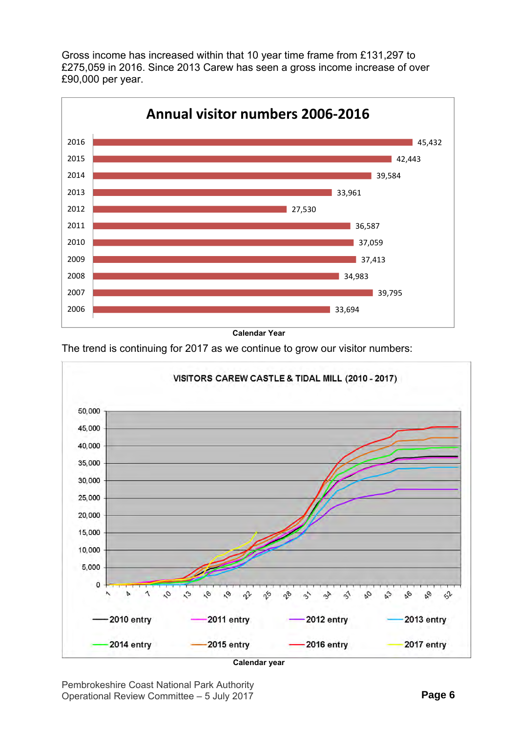Gross income has increased within that 10 year time frame from £131,297 to £275,059 in 2016. Since 2013 Carew has seen a gross income increase of over £90,000 per year.

**Annual visitor numbers 2006-2016**

| Calendar Year | Visitors |
|---|---|
| 2016 | 45,432 |
| 2015 | 42,443 |
| 2014 | 39,584 |
| 2013 | 33,961 |
| 2012 | 27,530 |
| 2011 | 36,587 |
| 2010 | 37,059 |
| 2009 | 37,413 |
| 2008 | 34,983 |
| 2007 | 39,795 |
| 2006 | 33,694 |

The trend is continuing for 2017 as we continue to grow our visitor numbers:

**VISITORS CAREW CASTLE & TIDAL MILL (2010 - 2017)**

Series: 2010 entry, 2011 entry, 2012 entry, 2013 entry, 2014 entry, 2015 entry, 2016 entry, 2017 entry

Calendar year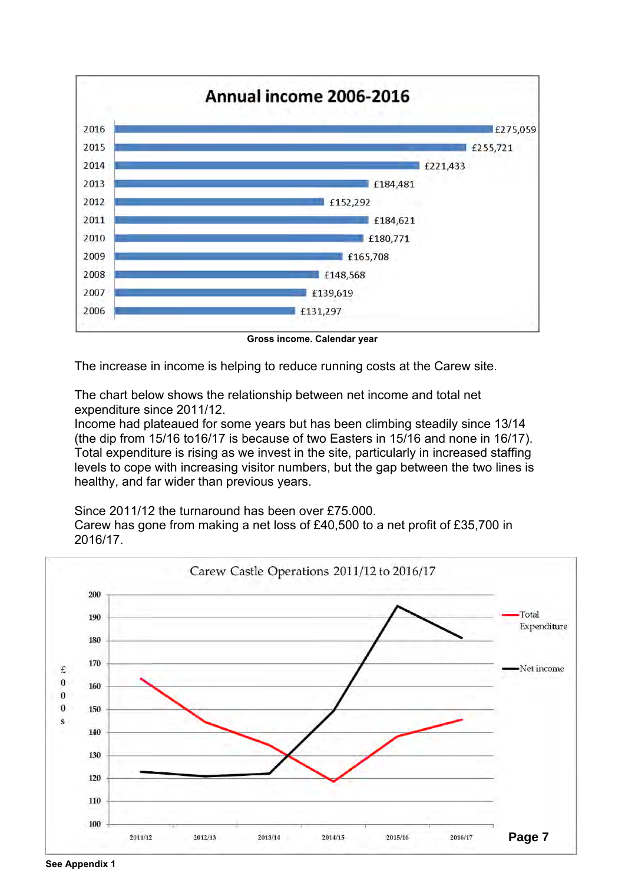**Annual income 2006-2016**

| Year | Income |
|---|---|
| 2016 | £275,059 |
| 2015 | £255,721 |
| 2014 | £221,433 |
| 2013 | £184,481 |
| 2012 | £152,292 |
| 2011 | £184,621 |
| 2010 | £180,771 |
| 2009 | £165,708 |
| 2008 | £148,568 |
| 2007 | £139,619 |
| 2006 | £131,297 |

**Gross income. Calendar year**

The increase in income is helping to reduce running costs at the Carew site.

The chart below shows the relationship between net income and total net expenditure since 2011/12.
Income had plateaued for some years but has been climbing steadily since 13/14 (the dip from 15/16 to16/17 is because of two Easters in 15/16 and none in 16/17).
Total expenditure is rising as we invest in the site, particularly in increased staffing levels to cope with increasing visitor numbers, but the gap between the two lines is healthy, and far wider than previous years.

Since 2011/12 the turnaround has been over £75.000.
Carew has gone from making a net loss of £40,500 to a net profit of £35,700 in 2016/17.

**Carew Castle Operations 2011/12 to 2016/17**

£000s — Total Expenditure; Net income (2011/12, 2012/13, 2013/14, 2014/15, 2015/16, 2016/17)

**See Appendix 1**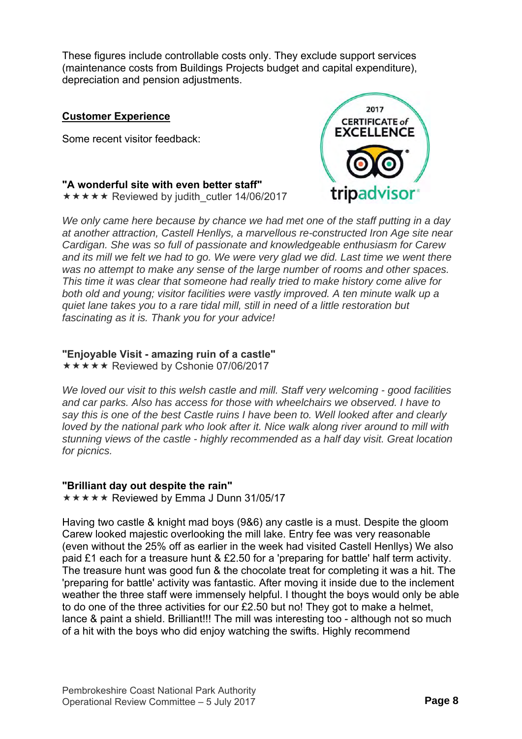These figures include controllable costs only. They exclude support services (maintenance costs from Buildings Projects budget and capital expenditure), depreciation and pension adjustments.

**Customer Experience**

Some recent visitor feedback:

**"A wonderful site with even better staff"**
★★★★★ Reviewed by judith_cutler 14/06/2017

*We only came here because by chance we had met one of the staff putting in a day at another attraction, Castell Henllys, a marvellous re-constructed Iron Age site near Cardigan. She was so full of passionate and knowledgeable enthusiasm for Carew and its mill we felt we had to go. We were very glad we did. Last time we went there was no attempt to make any sense of the large number of rooms and other spaces. This time it was clear that someone had really tried to make history come alive for both old and young; visitor facilities were vastly improved. A ten minute walk up a quiet lane takes you to a rare tidal mill, still in need of a little restoration but fascinating as it is. Thank you for your advice!*

**"Enjoyable Visit - amazing ruin of a castle"**
★★★★★ Reviewed by Cshonie 07/06/2017

*We loved our visit to this welsh castle and mill. Staff very welcoming - good facilities and car parks. Also has access for those with wheelchairs we observed. I have to say this is one of the best Castle ruins I have been to. Well looked after and clearly loved by the national park who look after it. Nice walk along river around to mill with stunning views of the castle - highly recommended as a half day visit. Great location for picnics.*

**"Brilliant day out despite the rain"**
★★★★★ Reviewed by Emma J Dunn 31/05/17

Having two castle & knight mad boys (9&6) any castle is a must. Despite the gloom Carew looked majestic overlooking the mill lake. Entry fee was very reasonable (even without the 25% off as earlier in the week had visited Castell Henllys) We also paid £1 each for a treasure hunt & £2.50 for a 'preparing for battle' half term activity. The treasure hunt was good fun & the chocolate treat for completing it was a hit. The 'preparing for battle' activity was fantastic. After moving it inside due to the inclement weather the three staff were immensely helpful. I thought the boys would only be able to do one of the three activities for our £2.50 but no! They got to make a helmet, lance & paint a shield. Brilliant!!! The mill was interesting too - although not so much of a hit with the boys who did enjoy watching the swifts. Highly recommend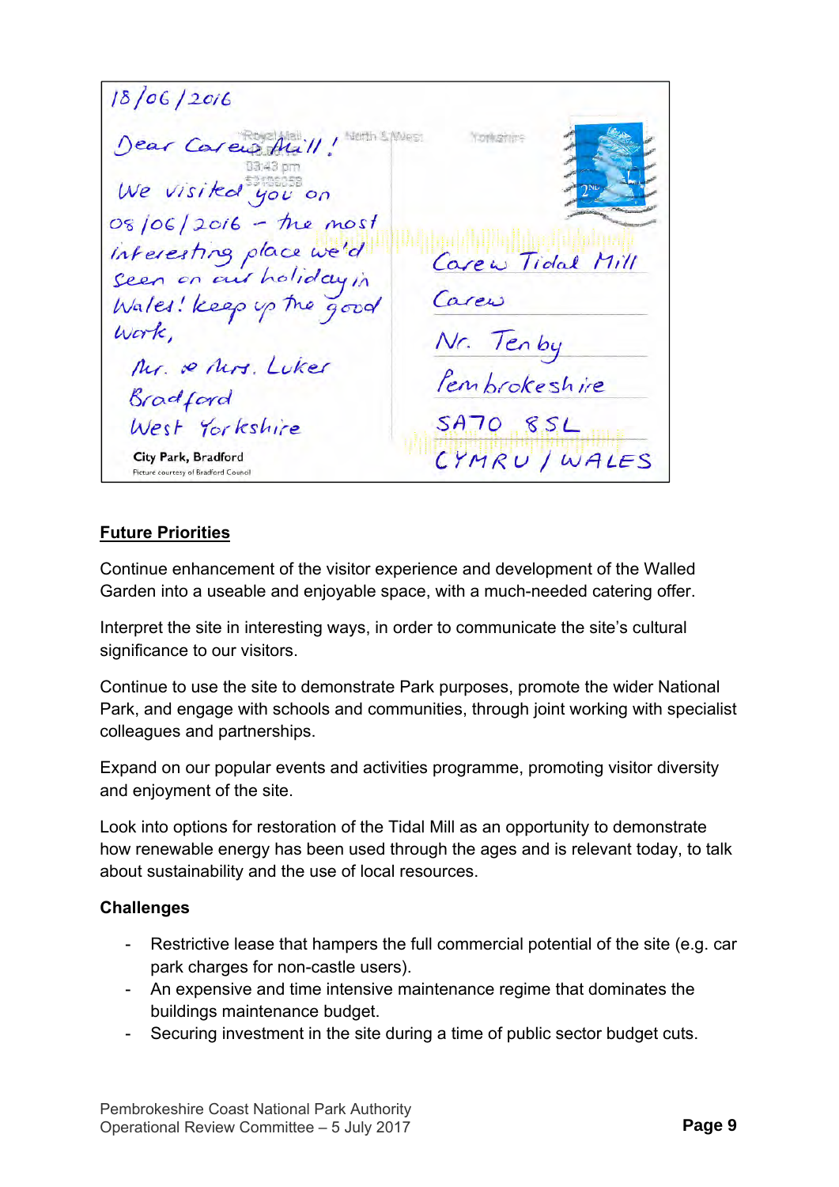18/06/2016

Dear Carew Mill!

We visited you on 08/06/2016 – the most interesting place we'd seen on our holiday in Wales! keep up the good work,

Mr. & Mrs. Luker
Bradford
West Yorkshire

Carew Tidal Mill
Carew
Nr. Tenby
Pembrokeshire
SA70 8SL
CYMRU / WALES

City Park, Bradford
Picture courtesy of Bradford Council

**Future Priorities**

Continue enhancement of the visitor experience and development of the Walled Garden into a useable and enjoyable space, with a much-needed catering offer.

Interpret the site in interesting ways, in order to communicate the site's cultural significance to our visitors.

Continue to use the site to demonstrate Park purposes, promote the wider National Park, and engage with schools and communities, through joint working with specialist colleagues and partnerships.

Expand on our popular events and activities programme, promoting visitor diversity and enjoyment of the site.

Look into options for restoration of the Tidal Mill as an opportunity to demonstrate how renewable energy has been used through the ages and is relevant today, to talk about sustainability and the use of local resources.

**Challenges**

- Restrictive lease that hampers the full commercial potential of the site (e.g. car park charges for non-castle users).
- An expensive and time intensive maintenance regime that dominates the buildings maintenance budget.
- Securing investment in the site during a time of public sector budget cuts.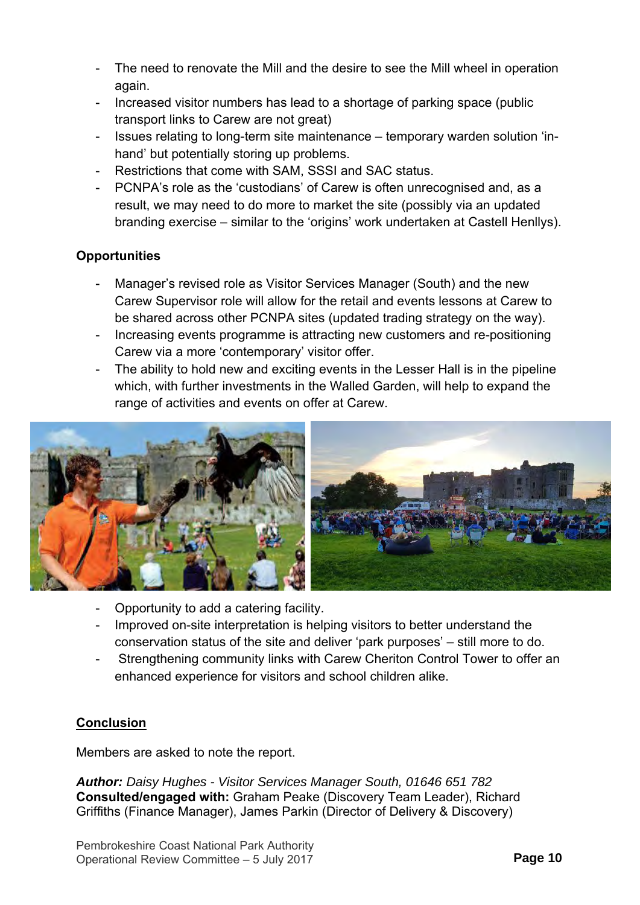- The need to renovate the Mill and the desire to see the Mill wheel in operation again.
- Increased visitor numbers has lead to a shortage of parking space (public transport links to Carew are not great)
- Issues relating to long-term site maintenance – temporary warden solution 'in-hand' but potentially storing up problems.
- Restrictions that come with SAM, SSSI and SAC status.
- PCNPA's role as the 'custodians' of Carew is often unrecognised and, as a result, we may need to do more to market the site (possibly via an updated branding exercise – similar to the 'origins' work undertaken at Castell Henllys).

**Opportunities**

- Manager's revised role as Visitor Services Manager (South) and the new Carew Supervisor role will allow for the retail and events lessons at Carew to be shared across other PCNPA sites (updated trading strategy on the way).
- Increasing events programme is attracting new customers and re-positioning Carew via a more 'contemporary' visitor offer.
- The ability to hold new and exciting events in the Lesser Hall is in the pipeline which, with further investments in the Walled Garden, will help to expand the range of activities and events on offer at Carew.
- Opportunity to add a catering facility.
- Improved on-site interpretation is helping visitors to better understand the conservation status of the site and deliver 'park purposes' – still more to do.
- Strengthening community links with Carew Cheriton Control Tower to offer an enhanced experience for visitors and school children alike.

## Conclusion

Members are asked to note the report.

***Author:*** *Daisy Hughes - Visitor Services Manager South, 01646 651 782*
**Consulted/engaged with:** Graham Peake (Discovery Team Leader), Richard Griffiths (Finance Manager), James Parkin (Director of Delivery & Discovery)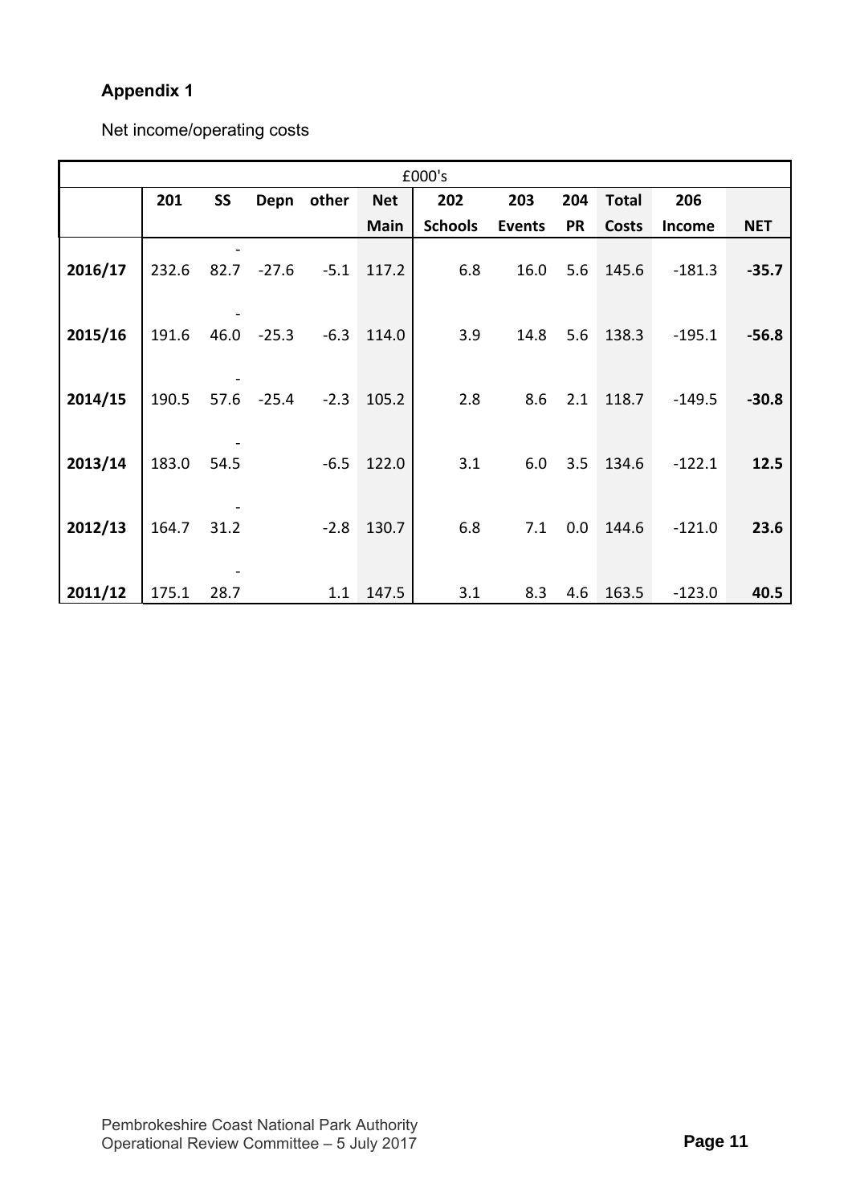**Appendix 1**

Net income/operating costs

| £000's | | | | | | | | | | | |
|---|---|---|---|---|---|---|---|---|---|---|---|
| | **201** | **SS** | **Depn** | **other** | **Net Main** | **202 Schools** | **203 Events** | **204 PR** | **Total Costs** | **206 Income** | **NET** |
| **2016/17** | 232.6 | -82.7 | -27.6 | -5.1 | 117.2 | 6.8 | 16.0 | 5.6 | 145.6 | -181.3 | **-35.7** |
| **2015/16** | 191.6 | -46.0 | -25.3 | -6.3 | 114.0 | 3.9 | 14.8 | 5.6 | 138.3 | -195.1 | **-56.8** |
| **2014/15** | 190.5 | -57.6 | -25.4 | -2.3 | 105.2 | 2.8 | 8.6 | 2.1 | 118.7 | -149.5 | **-30.8** |
| **2013/14** | 183.0 | -54.5 | | -6.5 | 122.0 | 3.1 | 6.0 | 3.5 | 134.6 | -122.1 | **12.5** |
| **2012/13** | 164.7 | -31.2 | | -2.8 | 130.7 | 6.8 | 7.1 | 0.0 | 144.6 | -121.0 | **23.6** |
| **2011/12** | 175.1 | -28.7 | | 1.1 | 147.5 | 3.1 | 8.3 | 4.6 | 163.5 | -123.0 | **40.5** |